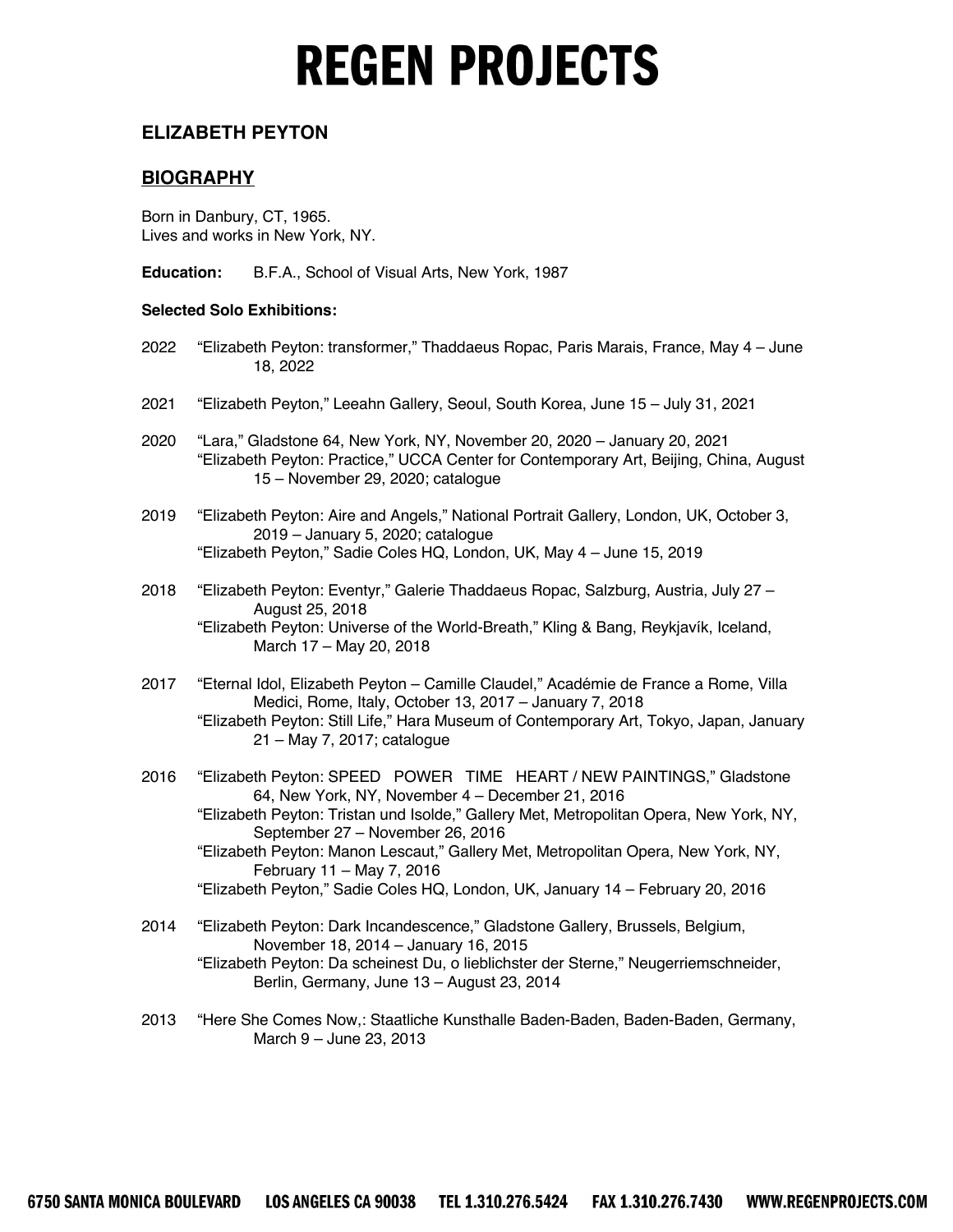# REGEN PROJECTS

## ELIZABETH PEYTON

## BIOGRAPHY

Born in Danbury, CT, 1965.
Lives and works in New York, NY.

**Education:** B.F.A., School of Visual Arts, New York, 1987

**Selected Solo Exhibitions:**

2022 "Elizabeth Peyton: transformer," Thaddaeus Ropac, Paris Marais, France, May 4 – June 18, 2022

2021 "Elizabeth Peyton," Leeahn Gallery, Seoul, South Korea, June 15 – July 31, 2021

2020 "Lara," Gladstone 64, New York, NY, November 20, 2020 – January 20, 2021
"Elizabeth Peyton: Practice," UCCA Center for Contemporary Art, Beijing, China, August 15 – November 29, 2020; catalogue

2019 "Elizabeth Peyton: Aire and Angels," National Portrait Gallery, London, UK, October 3, 2019 – January 5, 2020; catalogue
"Elizabeth Peyton," Sadie Coles HQ, London, UK, May 4 – June 15, 2019

2018 "Elizabeth Peyton: Eventyr," Galerie Thaddaeus Ropac, Salzburg, Austria, July 27 – August 25, 2018
"Elizabeth Peyton: Universe of the World-Breath," Kling & Bang, Reykjavík, Iceland, March 17 – May 20, 2018

2017 "Eternal Idol, Elizabeth Peyton – Camille Claudel," Académie de France a Rome, Villa Medici, Rome, Italy, October 13, 2017 – January 7, 2018
"Elizabeth Peyton: Still Life," Hara Museum of Contemporary Art, Tokyo, Japan, January 21 – May 7, 2017; catalogue

2016 "Elizabeth Peyton: SPEED POWER TIME HEART / NEW PAINTINGS," Gladstone 64, New York, NY, November 4 – December 21, 2016
"Elizabeth Peyton: Tristan und Isolde," Gallery Met, Metropolitan Opera, New York, NY, September 27 – November 26, 2016
"Elizabeth Peyton: Manon Lescaut," Gallery Met, Metropolitan Opera, New York, NY, February 11 – May 7, 2016
"Elizabeth Peyton," Sadie Coles HQ, London, UK, January 14 – February 20, 2016

2014 "Elizabeth Peyton: Dark Incandescence," Gladstone Gallery, Brussels, Belgium, November 18, 2014 – January 16, 2015
"Elizabeth Peyton: Da scheinest Du, o lieblichster der Sterne," Neugerriemschneider, Berlin, Germany, June 13 – August 23, 2014

2013 "Here She Comes Now,: Staatliche Kunsthalle Baden-Baden, Baden-Baden, Germany, March 9 – June 23, 2013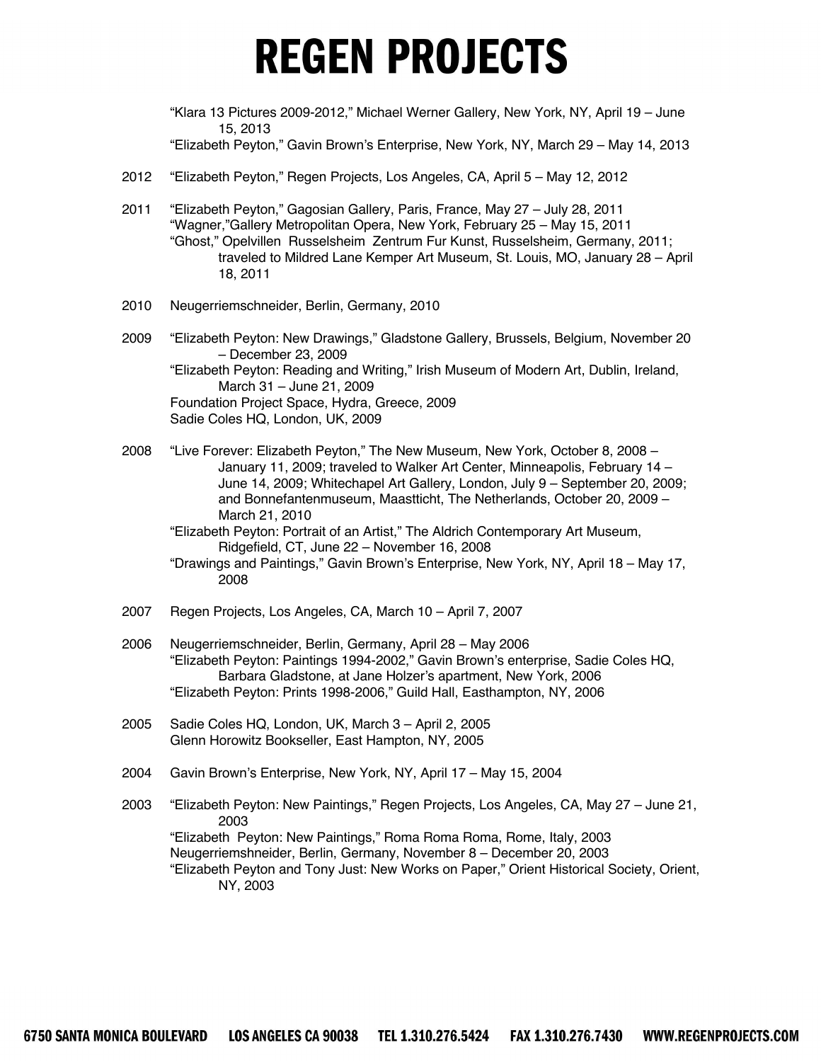"Klara 13 Pictures 2009-2012," Michael Werner Gallery, New York, NY, April 19 – June 15, 2013
"Elizabeth Peyton," Gavin Brown's Enterprise, New York, NY, March 29 – May 14, 2013

2012 "Elizabeth Peyton," Regen Projects, Los Angeles, CA, April 5 – May 12, 2012

2011 "Elizabeth Peyton," Gagosian Gallery, Paris, France, May 27 – July 28, 2011
"Wagner,"Gallery Metropolitan Opera, New York, February 25 – May 15, 2011
"Ghost," Opelvillen Russelsheim Zentrum Fur Kunst, Russelsheim, Germany, 2011; traveled to Mildred Lane Kemper Art Museum, St. Louis, MO, January 28 – April 18, 2011

2010 Neugerriemschneider, Berlin, Germany, 2010

2009 "Elizabeth Peyton: New Drawings," Gladstone Gallery, Brussels, Belgium, November 20 – December 23, 2009
"Elizabeth Peyton: Reading and Writing," Irish Museum of Modern Art, Dublin, Ireland, March 31 – June 21, 2009
Foundation Project Space, Hydra, Greece, 2009
Sadie Coles HQ, London, UK, 2009

2008 "Live Forever: Elizabeth Peyton," The New Museum, New York, October 8, 2008 – January 11, 2009; traveled to Walker Art Center, Minneapolis, February 14 – June 14, 2009; Whitechapel Art Gallery, London, July 9 – September 20, 2009; and Bonnefantenmuseum, Maastticht, The Netherlands, October 20, 2009 – March 21, 2010
"Elizabeth Peyton: Portrait of an Artist," The Aldrich Contemporary Art Museum, Ridgefield, CT, June 22 – November 16, 2008
"Drawings and Paintings," Gavin Brown's Enterprise, New York, NY, April 18 – May 17, 2008

2007 Regen Projects, Los Angeles, CA, March 10 – April 7, 2007

2006 Neugerriemschneider, Berlin, Germany, April 28 – May 2006
"Elizabeth Peyton: Paintings 1994-2002," Gavin Brown's enterprise, Sadie Coles HQ, Barbara Gladstone, at Jane Holzer's apartment, New York, 2006
"Elizabeth Peyton: Prints 1998-2006," Guild Hall, Easthampton, NY, 2006

2005 Sadie Coles HQ, London, UK, March 3 – April 2, 2005
Glenn Horowitz Bookseller, East Hampton, NY, 2005

2004 Gavin Brown's Enterprise, New York, NY, April 17 – May 15, 2004

2003 "Elizabeth Peyton: New Paintings," Regen Projects, Los Angeles, CA, May 27 – June 21, 2003
"Elizabeth Peyton: New Paintings," Roma Roma Roma, Rome, Italy, 2003
Neugerriemshneider, Berlin, Germany, November 8 – December 20, 2003
"Elizabeth Peyton and Tony Just: New Works on Paper," Orient Historical Society, Orient, NY, 2003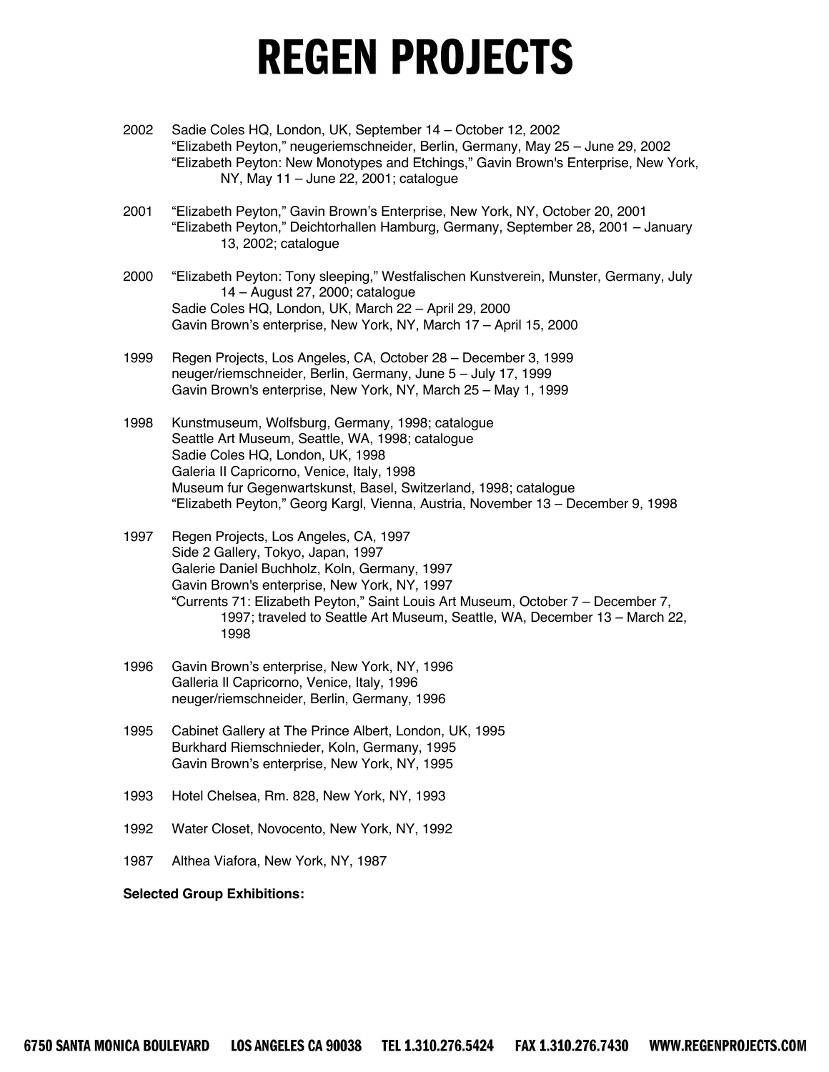2002 Sadie Coles HQ, London, UK, September 14 – October 12, 2002
"Elizabeth Peyton," neugeriemschneider, Berlin, Germany, May 25 – June 29, 2002
"Elizabeth Peyton: New Monotypes and Etchings," Gavin Brown's Enterprise, New York, NY, May 11 – June 22, 2001; catalogue

2001 "Elizabeth Peyton," Gavin Brown's Enterprise, New York, NY, October 20, 2001
"Elizabeth Peyton," Deichtorhallen Hamburg, Germany, September 28, 2001 – January 13, 2002; catalogue

2000 "Elizabeth Peyton: Tony sleeping," Westfalischen Kunstverein, Munster, Germany, July 14 – August 27, 2000; catalogue
Sadie Coles HQ, London, UK, March 22 – April 29, 2000
Gavin Brown's enterprise, New York, NY, March 17 – April 15, 2000

1999 Regen Projects, Los Angeles, CA, October 28 – December 3, 1999
neuger/riemschneider, Berlin, Germany, June 5 – July 17, 1999
Gavin Brown's enterprise, New York, NY, March 25 – May 1, 1999

1998 Kunstmuseum, Wolfsburg, Germany, 1998; catalogue
Seattle Art Museum, Seattle, WA, 1998; catalogue
Sadie Coles HQ, London, UK, 1998
Galeria Il Capricorno, Venice, Italy, 1998
Museum fur Gegenwartskunst, Basel, Switzerland, 1998; catalogue
"Elizabeth Peyton," Georg Kargl, Vienna, Austria, November 13 – December 9, 1998

1997 Regen Projects, Los Angeles, CA, 1997
Side 2 Gallery, Tokyo, Japan, 1997
Galerie Daniel Buchholz, Koln, Germany, 1997
Gavin Brown's enterprise, New York, NY, 1997
"Currents 71: Elizabeth Peyton," Saint Louis Art Museum, October 7 – December 7, 1997; traveled to Seattle Art Museum, Seattle, WA, December 13 – March 22, 1998

1996 Gavin Brown's enterprise, New York, NY, 1996
Galleria Il Capricorno, Venice, Italy, 1996
neuger/riemschneider, Berlin, Germany, 1996

1995 Cabinet Gallery at The Prince Albert, London, UK, 1995
Burkhard Riemschnieder, Koln, Germany, 1995
Gavin Brown's enterprise, New York, NY, 1995

1993 Hotel Chelsea, Rm. 828, New York, NY, 1993

1992 Water Closet, Novocento, New York, NY, 1992

1987 Althea Viafora, New York, NY, 1987

**Selected Group Exhibitions:**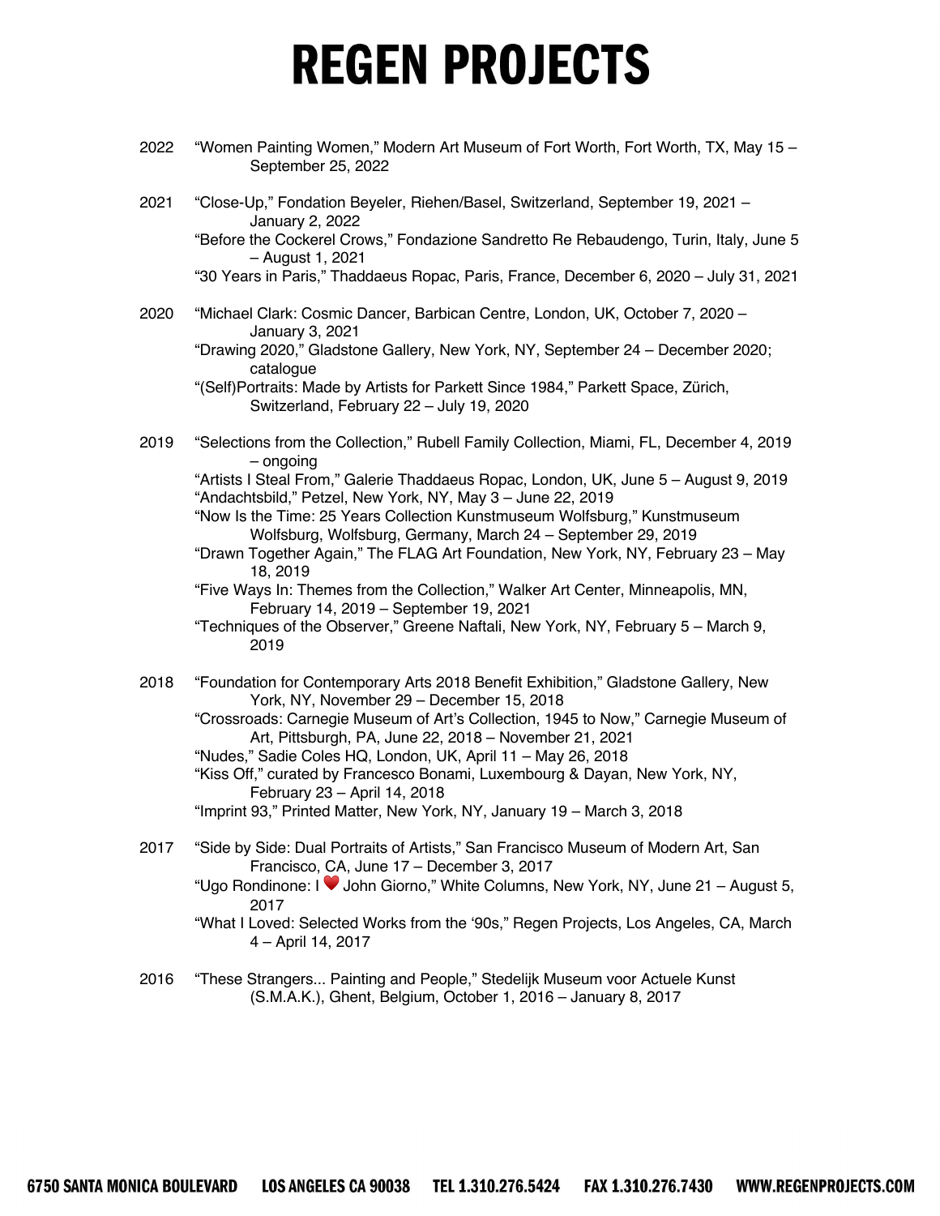2022 "Women Painting Women," Modern Art Museum of Fort Worth, Fort Worth, TX, May 15 – September 25, 2022

2021 "Close-Up," Fondation Beyeler, Riehen/Basel, Switzerland, September 19, 2021 – January 2, 2022
"Before the Cockerel Crows," Fondazione Sandretto Re Rebaudengo, Turin, Italy, June 5 – August 1, 2021
"30 Years in Paris," Thaddaeus Ropac, Paris, France, December 6, 2020 – July 31, 2021

2020 "Michael Clark: Cosmic Dancer, Barbican Centre, London, UK, October 7, 2020 – January 3, 2021
"Drawing 2020," Gladstone Gallery, New York, NY, September 24 – December 2020; catalogue
"(Self)Portraits: Made by Artists for Parkett Since 1984," Parkett Space, Zürich, Switzerland, February 22 – July 19, 2020

2019 "Selections from the Collection," Rubell Family Collection, Miami, FL, December 4, 2019 – ongoing
"Artists I Steal From," Galerie Thaddaeus Ropac, London, UK, June 5 – August 9, 2019
"Andachtsbild," Petzel, New York, NY, May 3 – June 22, 2019
"Now Is the Time: 25 Years Collection Kunstmuseum Wolfsburg," Kunstmuseum Wolfsburg, Wolfsburg, Germany, March 24 – September 29, 2019
"Drawn Together Again," The FLAG Art Foundation, New York, NY, February 23 – May 18, 2019
"Five Ways In: Themes from the Collection," Walker Art Center, Minneapolis, MN, February 14, 2019 – September 19, 2021
"Techniques of the Observer," Greene Naftali, New York, NY, February 5 – March 9, 2019

2018 "Foundation for Contemporary Arts 2018 Benefit Exhibition," Gladstone Gallery, New York, NY, November 29 – December 15, 2018
"Crossroads: Carnegie Museum of Art's Collection, 1945 to Now," Carnegie Museum of Art, Pittsburgh, PA, June 22, 2018 – November 21, 2021
"Nudes," Sadie Coles HQ, London, UK, April 11 – May 26, 2018
"Kiss Off," curated by Francesco Bonami, Luxembourg & Dayan, New York, NY, February 23 – April 14, 2018
"Imprint 93," Printed Matter, New York, NY, January 19 – March 3, 2018

2017 "Side by Side: Dual Portraits of Artists," San Francisco Museum of Modern Art, San Francisco, CA, June 17 – December 3, 2017
"Ugo Rondinone: I ❤️ John Giorno," White Columns, New York, NY, June 21 – August 5, 2017
"What I Loved: Selected Works from the '90s," Regen Projects, Los Angeles, CA, March 4 – April 14, 2017

2016 "These Strangers... Painting and People," Stedelijk Museum voor Actuele Kunst (S.M.A.K.), Ghent, Belgium, October 1, 2016 – January 8, 2017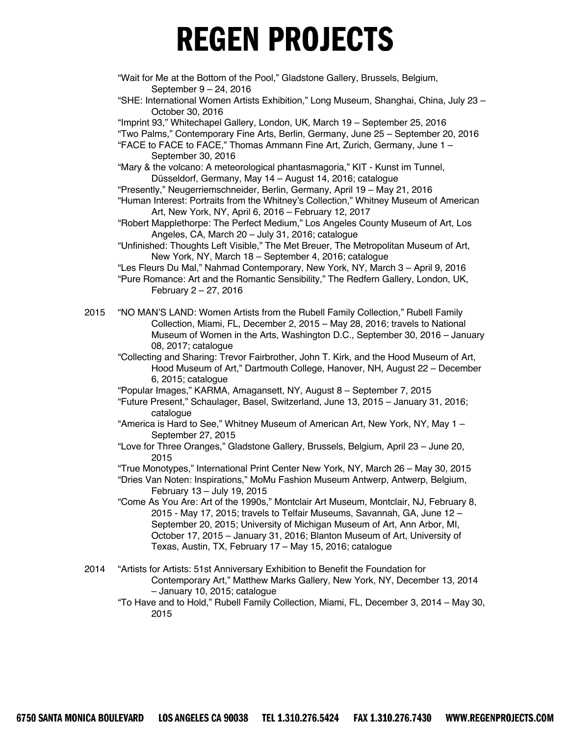"Wait for Me at the Bottom of the Pool," Gladstone Gallery, Brussels, Belgium, September 9 – 24, 2016

"SHE: International Women Artists Exhibition," Long Museum, Shanghai, China, July 23 – October 30, 2016

"Imprint 93," Whitechapel Gallery, London, UK, March 19 – September 25, 2016

"Two Palms," Contemporary Fine Arts, Berlin, Germany, June 25 – September 20, 2016

"FACE to FACE to FACE," Thomas Ammann Fine Art, Zurich, Germany, June 1 – September 30, 2016

"Mary & the volcano: A meteorological phantasmagoria," KIT - Kunst im Tunnel, Düsseldorf, Germany, May 14 – August 14, 2016; catalogue

"Presently," Neugerriemschneider, Berlin, Germany, April 19 – May 21, 2016

"Human Interest: Portraits from the Whitney's Collection," Whitney Museum of American Art, New York, NY, April 6, 2016 – February 12, 2017

"Robert Mapplethorpe: The Perfect Medium," Los Angeles County Museum of Art, Los Angeles, CA, March 20 – July 31, 2016; catalogue

"Unfinished: Thoughts Left Visible," The Met Breuer, The Metropolitan Museum of Art, New York, NY, March 18 – September 4, 2016; catalogue

"Les Fleurs Du Mal," Nahmad Contemporary, New York, NY, March 3 – April 9, 2016

"Pure Romance: Art and the Romantic Sensibility," The Redfern Gallery, London, UK, February 2 – 27, 2016

2015 "NO MAN'S LAND: Women Artists from the Rubell Family Collection," Rubell Family Collection, Miami, FL, December 2, 2015 – May 28, 2016; travels to National Museum of Women in the Arts, Washington D.C., September 30, 2016 – January 08, 2017; catalogue

"Collecting and Sharing: Trevor Fairbrother, John T. Kirk, and the Hood Museum of Art, Hood Museum of Art," Dartmouth College, Hanover, NH, August 22 – December 6, 2015; catalogue

"Popular Images," KARMA, Amagansett, NY, August 8 – September 7, 2015

"Future Present," Schaulager, Basel, Switzerland, June 13, 2015 – January 31, 2016; catalogue

"America is Hard to See," Whitney Museum of American Art, New York, NY, May 1 – September 27, 2015

"Love for Three Oranges," Gladstone Gallery, Brussels, Belgium, April 23 – June 20, 2015

"True Monotypes," International Print Center New York, NY, March 26 – May 30, 2015

"Dries Van Noten: Inspirations," MoMu Fashion Museum Antwerp, Antwerp, Belgium, February 13 – July 19, 2015

"Come As You Are: Art of the 1990s," Montclair Art Museum, Montclair, NJ, February 8, 2015 - May 17, 2015; travels to Telfair Museums, Savannah, GA, June 12 – September 20, 2015; University of Michigan Museum of Art, Ann Arbor, MI, October 17, 2015 – January 31, 2016; Blanton Museum of Art, University of Texas, Austin, TX, February 17 – May 15, 2016; catalogue

2014 "Artists for Artists: 51st Anniversary Exhibition to Benefit the Foundation for Contemporary Art," Matthew Marks Gallery, New York, NY, December 13, 2014 – January 10, 2015; catalogue

"To Have and to Hold," Rubell Family Collection, Miami, FL, December 3, 2014 – May 30, 2015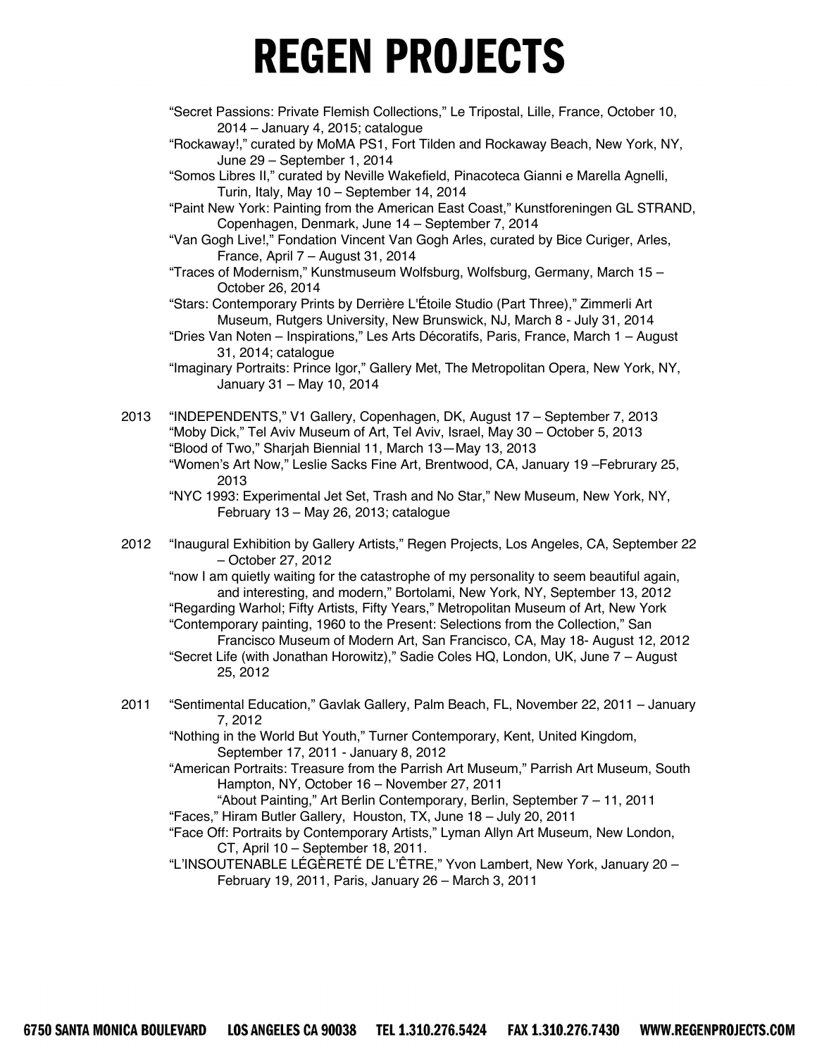"Secret Passions: Private Flemish Collections," Le Tripostal, Lille, France, October 10, 2014 – January 4, 2015; catalogue

"Rockaway!," curated by MoMA PS1, Fort Tilden and Rockaway Beach, New York, NY, June 29 – September 1, 2014

"Somos Libres II," curated by Neville Wakefield, Pinacoteca Gianni e Marella Agnelli, Turin, Italy, May 10 – September 14, 2014

"Paint New York: Painting from the American East Coast," Kunstforeningen GL STRAND, Copenhagen, Denmark, June 14 – September 7, 2014

"Van Gogh Live!," Fondation Vincent Van Gogh Arles, curated by Bice Curiger, Arles, France, April 7 – August 31, 2014

"Traces of Modernism," Kunstmuseum Wolfsburg, Wolfsburg, Germany, March 15 – October 26, 2014

"Stars: Contemporary Prints by Derrière L'Étoile Studio (Part Three)," Zimmerli Art Museum, Rutgers University, New Brunswick, NJ, March 8 - July 31, 2014

"Dries Van Noten – Inspirations," Les Arts Décoratifs, Paris, France, March 1 – August 31, 2014; catalogue

"Imaginary Portraits: Prince Igor," Gallery Met, The Metropolitan Opera, New York, NY, January 31 – May 10, 2014

**2013**

"INDEPENDENTS," V1 Gallery, Copenhagen, DK, August 17 – September 7, 2013

"Moby Dick," Tel Aviv Museum of Art, Tel Aviv, Israel, May 30 – October 5, 2013

"Blood of Two," Sharjah Biennial 11, March 13—May 13, 2013

"Women's Art Now," Leslie Sacks Fine Art, Brentwood, CA, January 19 –Februrary 25, 2013

"NYC 1993: Experimental Jet Set, Trash and No Star," New Museum, New York, NY, February 13 – May 26, 2013; catalogue

**2012**

"Inaugural Exhibition by Gallery Artists," Regen Projects, Los Angeles, CA, September 22 – October 27, 2012

"now I am quietly waiting for the catastrophe of my personality to seem beautiful again, and interesting, and modern," Bortolami, New York, NY, September 13, 2012

"Regarding Warhol; Fifty Artists, Fifty Years," Metropolitan Museum of Art, New York

"Contemporary painting, 1960 to the Present: Selections from the Collection," San Francisco Museum of Modern Art, San Francisco, CA, May 18- August 12, 2012

"Secret Life (with Jonathan Horowitz)," Sadie Coles HQ, London, UK, June 7 – August 25, 2012

**2011**

"Sentimental Education," Gavlak Gallery, Palm Beach, FL, November 22, 2011 – January 7, 2012

"Nothing in the World But Youth," Turner Contemporary, Kent, United Kingdom, September 17, 2011 - January 8, 2012

"American Portraits: Treasure from the Parrish Art Museum," Parrish Art Museum, South Hampton, NY, October 16 – November 27, 2011

"About Painting," Art Berlin Contemporary, Berlin, September 7 – 11, 2011

"Faces," Hiram Butler Gallery, Houston, TX, June 18 – July 20, 2011

"Face Off: Portraits by Contemporary Artists," Lyman Allyn Art Museum, New London, CT, April 10 – September 18, 2011.

"L'INSOUTENABLE LÉGÈRETÉ DE L'ÊTRE," Yvon Lambert, New York, January 20 – February 19, 2011, Paris, January 26 – March 3, 2011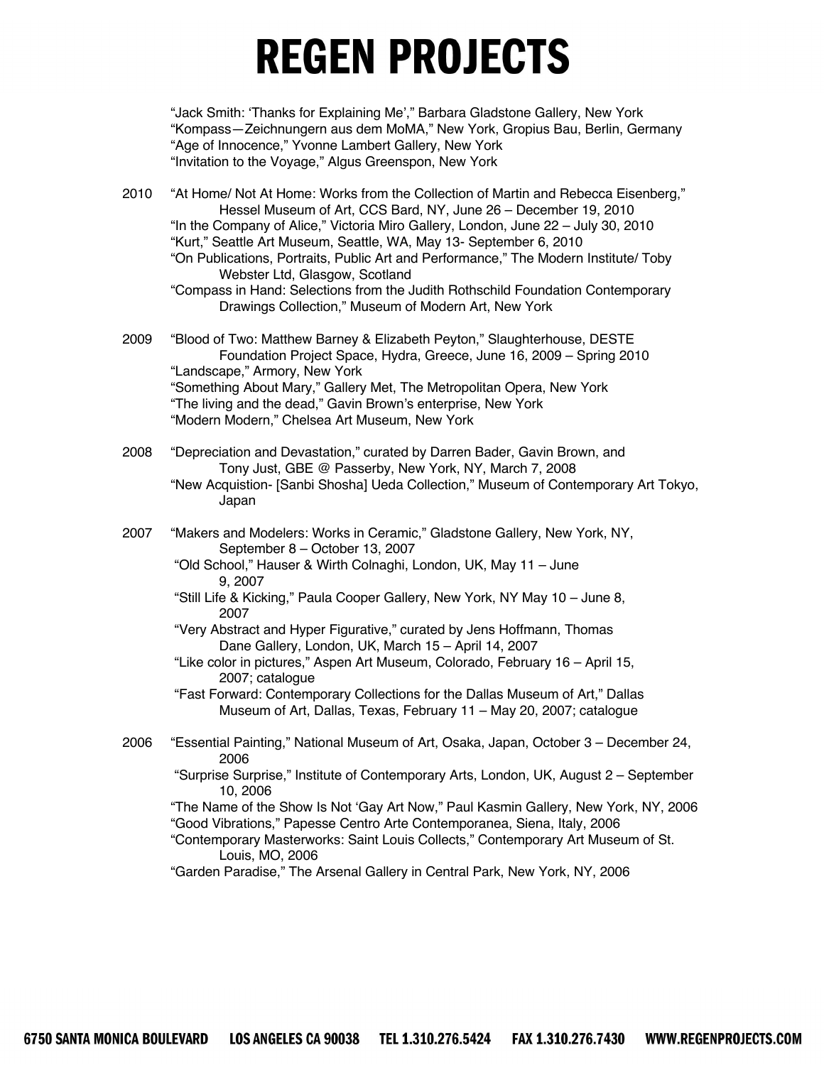"Jack Smith: 'Thanks for Explaining Me'," Barbara Gladstone Gallery, New York
"Kompass—Zeichnungern aus dem MoMA," New York, Gropius Bau, Berlin, Germany
"Age of Innocence," Yvonne Lambert Gallery, New York
"Invitation to the Voyage," Algus Greenspon, New York

2010 "At Home/ Not At Home: Works from the Collection of Martin and Rebecca Eisenberg," Hessel Museum of Art, CCS Bard, NY, June 26 – December 19, 2010
"In the Company of Alice," Victoria Miro Gallery, London, June 22 – July 30, 2010
"Kurt," Seattle Art Museum, Seattle, WA, May 13- September 6, 2010
"On Publications, Portraits, Public Art and Performance," The Modern Institute/ Toby Webster Ltd, Glasgow, Scotland
"Compass in Hand: Selections from the Judith Rothschild Foundation Contemporary Drawings Collection," Museum of Modern Art, New York

2009 "Blood of Two: Matthew Barney & Elizabeth Peyton," Slaughterhouse, DESTE Foundation Project Space, Hydra, Greece, June 16, 2009 – Spring 2010
"Landscape," Armory, New York
"Something About Mary," Gallery Met, The Metropolitan Opera, New York
"The living and the dead," Gavin Brown's enterprise, New York
"Modern Modern," Chelsea Art Museum, New York

2008 "Depreciation and Devastation," curated by Darren Bader, Gavin Brown, and Tony Just, GBE @ Passerby, New York, NY, March 7, 2008
"New Acquistion- [Sanbi Shosha] Ueda Collection," Museum of Contemporary Art Tokyo, Japan

2007 "Makers and Modelers: Works in Ceramic," Gladstone Gallery, New York, NY, September 8 – October 13, 2007
"Old School," Hauser & Wirth Colnaghi, London, UK, May 11 – June 9, 2007
"Still Life & Kicking," Paula Cooper Gallery, New York, NY May 10 – June 8, 2007
"Very Abstract and Hyper Figurative," curated by Jens Hoffmann, Thomas Dane Gallery, London, UK, March 15 – April 14, 2007
"Like color in pictures," Aspen Art Museum, Colorado, February 16 – April 15, 2007; catalogue
"Fast Forward: Contemporary Collections for the Dallas Museum of Art," Dallas Museum of Art, Dallas, Texas, February 11 – May 20, 2007; catalogue

2006 "Essential Painting," National Museum of Art, Osaka, Japan, October 3 – December 24, 2006
"Surprise Surprise," Institute of Contemporary Arts, London, UK, August 2 – September 10, 2006
"The Name of the Show Is Not 'Gay Art Now," Paul Kasmin Gallery, New York, NY, 2006
"Good Vibrations," Papesse Centro Arte Contemporanea, Siena, Italy, 2006
"Contemporary Masterworks: Saint Louis Collects," Contemporary Art Museum of St. Louis, MO, 2006
"Garden Paradise," The Arsenal Gallery in Central Park, New York, NY, 2006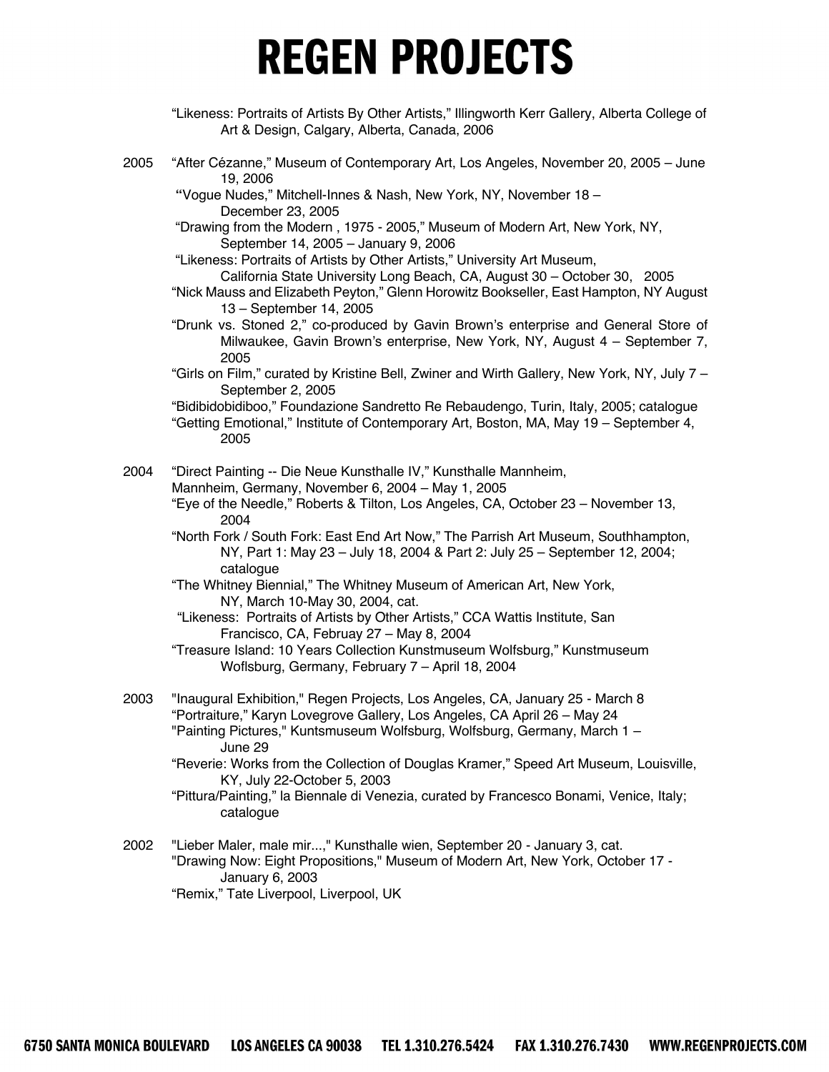"Likeness: Portraits of Artists By Other Artists," Illingworth Kerr Gallery, Alberta College of Art & Design, Calgary, Alberta, Canada, 2006

2005 "After Cézanne," Museum of Contemporary Art, Los Angeles, November 20, 2005 – June 19, 2006
"Vogue Nudes," Mitchell-Innes & Nash, New York, NY, November 18 – December 23, 2005
"Drawing from the Modern , 1975 - 2005," Museum of Modern Art, New York, NY, September 14, 2005 – January 9, 2006
"Likeness: Portraits of Artists by Other Artists," University Art Museum, California State University Long Beach, CA, August 30 – October 30, 2005
"Nick Mauss and Elizabeth Peyton," Glenn Horowitz Bookseller, East Hampton, NY August 13 – September 14, 2005
"Drunk vs. Stoned 2," co-produced by Gavin Brown's enterprise and General Store of Milwaukee, Gavin Brown's enterprise, New York, NY, August 4 – September 7, 2005
"Girls on Film," curated by Kristine Bell, Zwiner and Wirth Gallery, New York, NY, July 7 – September 2, 2005
"Bidibidobidiboo," Foundazione Sandretto Re Rebaudengo, Turin, Italy, 2005; catalogue
"Getting Emotional," Institute of Contemporary Art, Boston, MA, May 19 – September 4, 2005

2004 "Direct Painting -- Die Neue Kunsthalle IV," Kunsthalle Mannheim, Mannheim, Germany, November 6, 2004 – May 1, 2005
"Eye of the Needle," Roberts & Tilton, Los Angeles, CA, October 23 – November 13, 2004
"North Fork / South Fork: East End Art Now," The Parrish Art Museum, Southhampton, NY, Part 1: May 23 – July 18, 2004 & Part 2: July 25 – September 12, 2004; catalogue
"The Whitney Biennial," The Whitney Museum of American Art, New York, NY, March 10-May 30, 2004, cat.
"Likeness: Portraits of Artists by Other Artists," CCA Wattis Institute, San Francisco, CA, Februay 27 – May 8, 2004
"Treasure Island: 10 Years Collection Kunstmuseum Wolfsburg," Kunstmuseum Woflsburg, Germany, February 7 – April 18, 2004

2003 "Inaugural Exhibition," Regen Projects, Los Angeles, CA, January 25 - March 8
"Portraiture," Karyn Lovegrove Gallery, Los Angeles, CA April 26 – May 24
"Painting Pictures," Kuntsmuseum Wolfsburg, Wolfsburg, Germany, March 1 – June 29
"Reverie: Works from the Collection of Douglas Kramer," Speed Art Museum, Louisville, KY, July 22-October 5, 2003
"Pittura/Painting," la Biennale di Venezia, curated by Francesco Bonami, Venice, Italy; catalogue

2002 "Lieber Maler, male mir...," Kunsthalle wien, September 20 - January 3, cat.
"Drawing Now: Eight Propositions," Museum of Modern Art, New York, October 17 - January 6, 2003
"Remix," Tate Liverpool, Liverpool, UK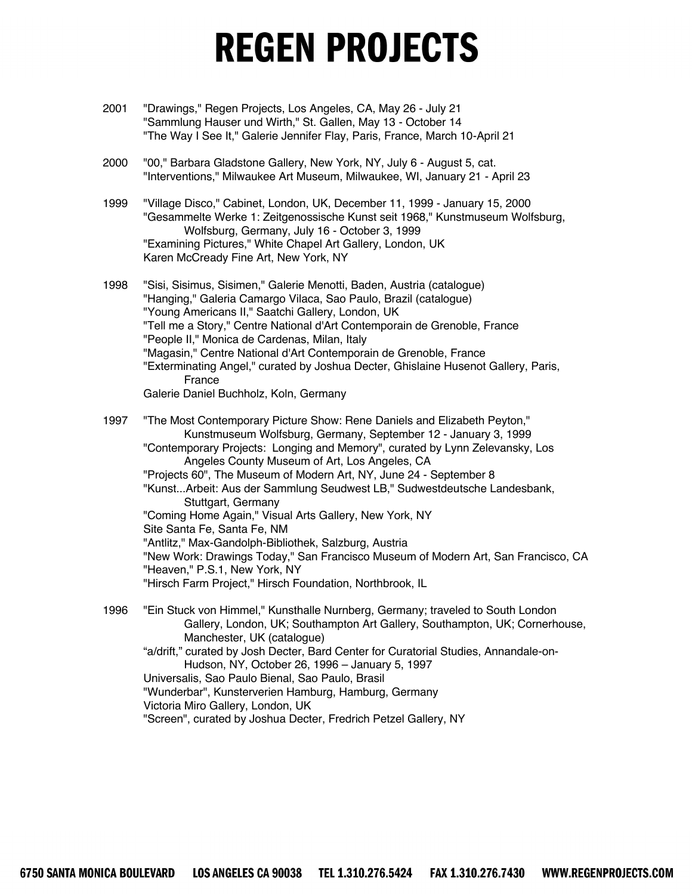# REGEN PROJECTS

2001 "Drawings," Regen Projects, Los Angeles, CA, May 26 - July 21
"Sammlung Hauser und Wirth," St. Gallen, May 13 - October 14
"The Way I See It," Galerie Jennifer Flay, Paris, France, March 10-April 21

2000 "00," Barbara Gladstone Gallery, New York, NY, July 6 - August 5, cat.
"Interventions," Milwaukee Art Museum, Milwaukee, WI, January 21 - April 23

1999 "Village Disco," Cabinet, London, UK, December 11, 1999 - January 15, 2000
"Gesammelte Werke 1: Zeitgenossische Kunst seit 1968," Kunstmuseum Wolfsburg, Wolfsburg, Germany, July 16 - October 3, 1999
"Examining Pictures," White Chapel Art Gallery, London, UK
Karen McCready Fine Art, New York, NY

1998 "Sisi, Sisimus, Sisimen," Galerie Menotti, Baden, Austria (catalogue)
"Hanging," Galeria Camargo Vilaca, Sao Paulo, Brazil (catalogue)
"Young Americans II," Saatchi Gallery, London, UK
"Tell me a Story," Centre National d'Art Contemporain de Grenoble, France
"People II," Monica de Cardenas, Milan, Italy
"Magasin," Centre National d'Art Contemporain de Grenoble, France
"Exterminating Angel," curated by Joshua Decter, Ghislaine Husenot Gallery, Paris, France
Galerie Daniel Buchholz, Koln, Germany

1997 "The Most Contemporary Picture Show: Rene Daniels and Elizabeth Peyton," Kunstmuseum Wolfsburg, Germany, September 12 - January 3, 1999
"Contemporary Projects: Longing and Memory", curated by Lynn Zelevansky, Los Angeles County Museum of Art, Los Angeles, CA
"Projects 60", The Museum of Modern Art, NY, June 24 - September 8
"Kunst...Arbeit: Aus der Sammlung Seudwest LB," Sudwestdeutsche Landesbank, Stuttgart, Germany
"Coming Home Again," Visual Arts Gallery, New York, NY
Site Santa Fe, Santa Fe, NM
"Antlitz," Max-Gandolph-Bibliothek, Salzburg, Austria
"New Work: Drawings Today," San Francisco Museum of Modern Art, San Francisco, CA
"Heaven," P.S.1, New York, NY
"Hirsch Farm Project," Hirsch Foundation, Northbrook, IL

1996 "Ein Stuck von Himmel," Kunsthalle Nurnberg, Germany; traveled to South London Gallery, London, UK; Southampton Art Gallery, Southampton, UK; Cornerhouse, Manchester, UK (catalogue)
"a/drift," curated by Josh Decter, Bard Center for Curatorial Studies, Annandale-on-Hudson, NY, October 26, 1996 – January 5, 1997
Universalis, Sao Paulo Bienal, Sao Paulo, Brasil
"Wunderbar", Kunsterverien Hamburg, Hamburg, Germany
Victoria Miro Gallery, London, UK
"Screen", curated by Joshua Decter, Fredrich Petzel Gallery, NY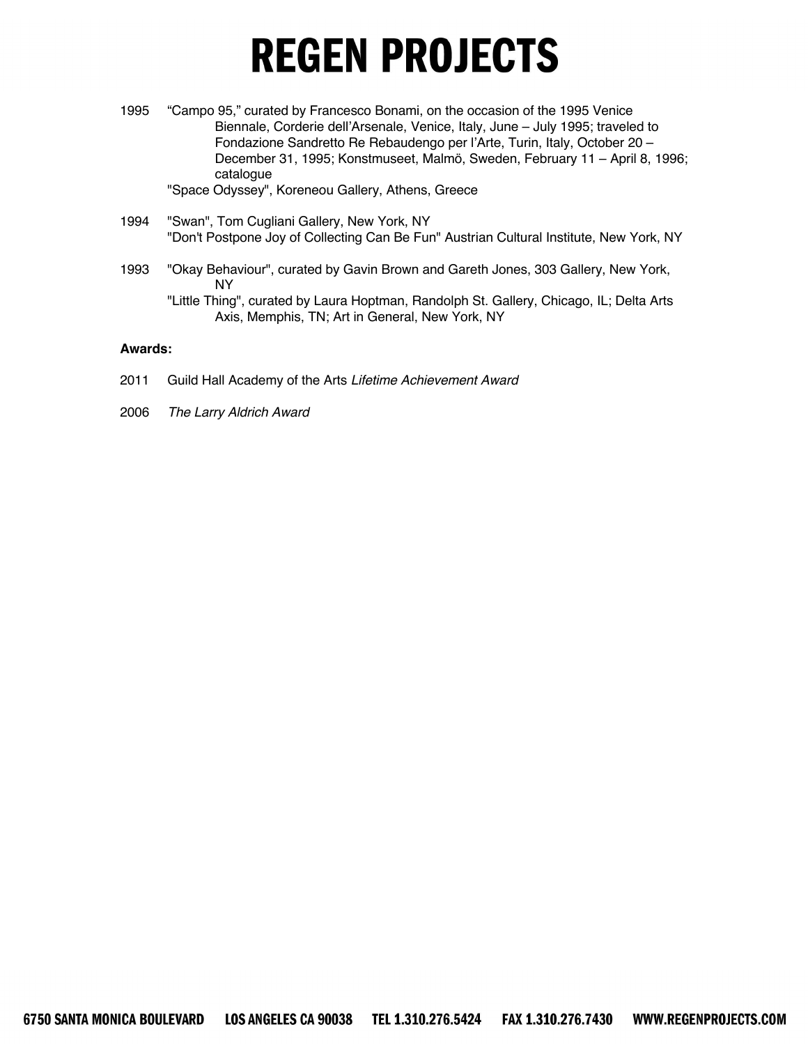1995 "Campo 95," curated by Francesco Bonami, on the occasion of the 1995 Venice Biennale, Corderie dell'Arsenale, Venice, Italy, June – July 1995; traveled to Fondazione Sandretto Re Rebaudengo per l'Arte, Turin, Italy, October 20 – December 31, 1995; Konstmuseet, Malmö, Sweden, February 11 – April 8, 1996; catalogue
"Space Odyssey", Koreneou Gallery, Athens, Greece

1994 "Swan", Tom Cugliani Gallery, New York, NY
"Don't Postpone Joy of Collecting Can Be Fun" Austrian Cultural Institute, New York, NY

1993 "Okay Behaviour", curated by Gavin Brown and Gareth Jones, 303 Gallery, New York, NY
"Little Thing", curated by Laura Hoptman, Randolph St. Gallery, Chicago, IL; Delta Arts Axis, Memphis, TN; Art in General, New York, NY

**Awards:**

2011 Guild Hall Academy of the Arts *Lifetime Achievement Award*

2006 *The Larry Aldrich Award*